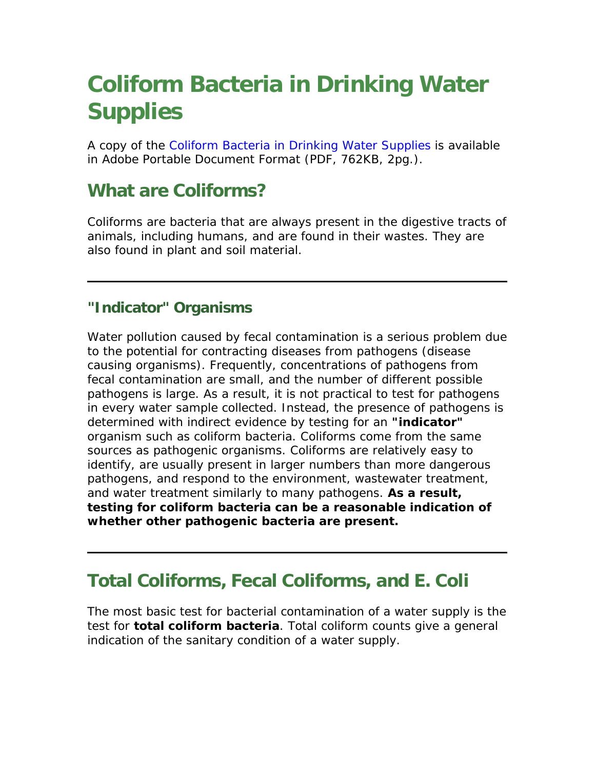# Coliform Bacteria in Drinking Water Supplies

A copy of the Coliform Bacteria in Drinking Water Supplies is available in Adobe Portable Document Format (PDF, 762KB, 2pg.).

## What are Coliforms?

Coliforms are bacteria that are always present in the digestive tracts of animals, including humans, and are found in their wastes. They are also found in plant and soil material.

---

### "Indicator" Organisms

Water pollution caused by fecal contamination is a serious problem due to the potential for contracting diseases from pathogens (disease causing organisms). Frequently, concentrations of pathogens from fecal contamination are small, and the number of different possible pathogens is large. As a result, it is not practical to test for pathogens in every water sample collected. Instead, the presence of pathogens is determined with indirect evidence by testing for an **"indicator"** organism such as coliform bacteria. Coliforms come from the same sources as pathogenic organisms. Coliforms are relatively easy to identify, are usually present in larger numbers than more dangerous pathogens, and respond to the environment, wastewater treatment, and water treatment similarly to many pathogens. **As a result, testing for coliform bacteria can be a reasonable indication of whether other pathogenic bacteria are present.**

---

## Total Coliforms, Fecal Coliforms, and E. Coli

The most basic test for bacterial contamination of a water supply is the test for **total coliform bacteria**. Total coliform counts give a general indication of the sanitary condition of a water supply.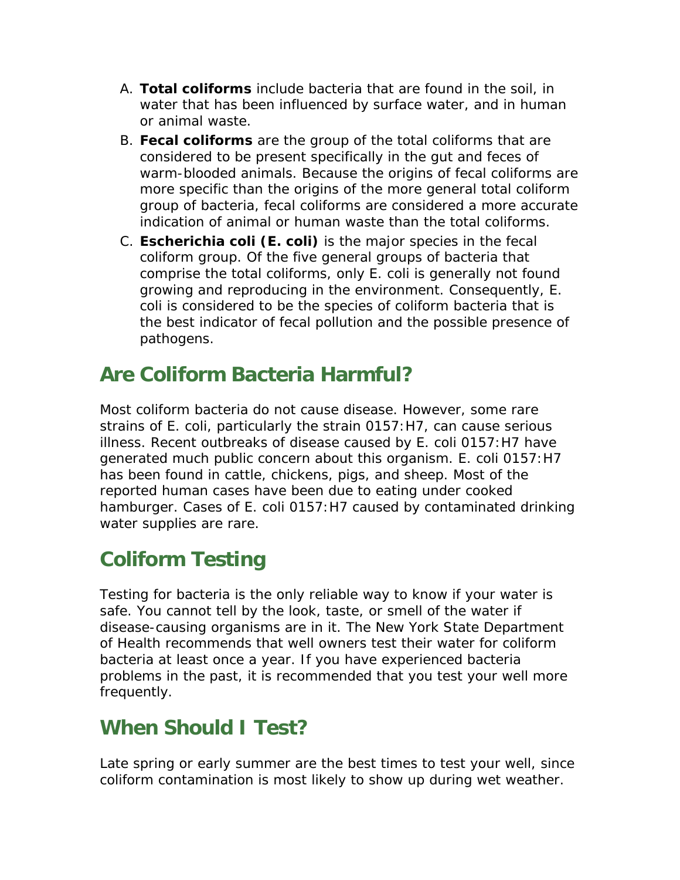A. **Total coliforms** include bacteria that are found in the soil, in water that has been influenced by surface water, and in human or animal waste.
B. **Fecal coliforms** are the group of the total coliforms that are considered to be present specifically in the gut and feces of warm-blooded animals. Because the origins of fecal coliforms are more specific than the origins of the more general total coliform group of bacteria, fecal coliforms are considered a more accurate indication of animal or human waste than the total coliforms.
C. **Escherichia coli (E. coli)** is the major species in the fecal coliform group. Of the five general groups of bacteria that comprise the total coliforms, only E. coli is generally not found growing and reproducing in the environment. Consequently, E. coli is considered to be the species of coliform bacteria that is the best indicator of fecal pollution and the possible presence of pathogens.

## Are Coliform Bacteria Harmful?

Most coliform bacteria do not cause disease. However, some rare strains of E. coli, particularly the strain 0157:H7, can cause serious illness. Recent outbreaks of disease caused by E. coli 0157:H7 have generated much public concern about this organism. E. coli 0157:H7 has been found in cattle, chickens, pigs, and sheep. Most of the reported human cases have been due to eating under cooked hamburger. Cases of E. coli 0157:H7 caused by contaminated drinking water supplies are rare.

## Coliform Testing

Testing for bacteria is the only reliable way to know if your water is safe. You cannot tell by the look, taste, or smell of the water if disease-causing organisms are in it. The New York State Department of Health recommends that well owners test their water for coliform bacteria at least once a year. If you have experienced bacteria problems in the past, it is recommended that you test your well more frequently.

## When Should I Test?

Late spring or early summer are the best times to test your well, since coliform contamination is most likely to show up during wet weather.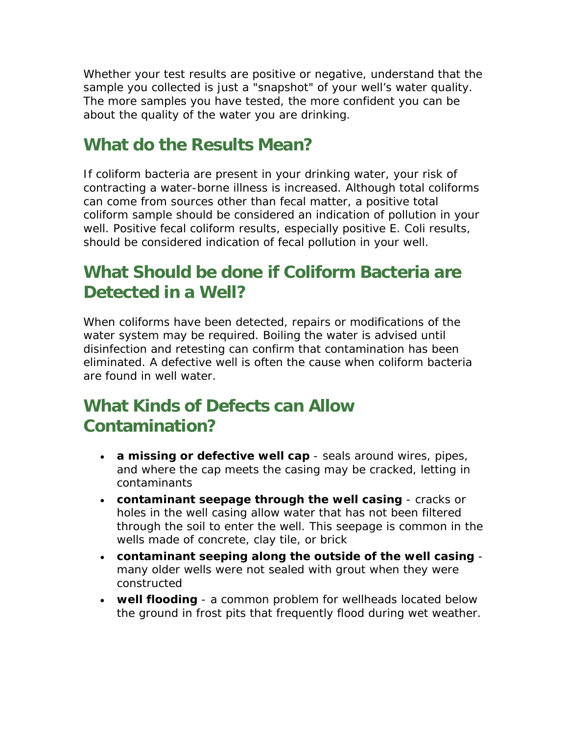Whether your test results are positive or negative, understand that the sample you collected is just a "snapshot" of your well's water quality. The more samples you have tested, the more confident you can be about the quality of the water you are drinking.

## What do the Results Mean?

If coliform bacteria are present in your drinking water, your risk of contracting a water-borne illness is increased. Although total coliforms can come from sources other than fecal matter, a positive total coliform sample should be considered an indication of pollution in your well. Positive fecal coliform results, especially positive E. Coli results, should be considered indication of fecal pollution in your well.

## What Should be done if Coliform Bacteria are Detected in a Well?

When coliforms have been detected, repairs or modifications of the water system may be required. Boiling the water is advised until disinfection and retesting can confirm that contamination has been eliminated. A defective well is often the cause when coliform bacteria are found in well water.

## What Kinds of Defects can Allow Contamination?

- **a missing or defective well cap** - seals around wires, pipes, and where the cap meets the casing may be cracked, letting in contaminants
- **contaminant seepage through the well casing** - cracks or holes in the well casing allow water that has not been filtered through the soil to enter the well. This seepage is common in the wells made of concrete, clay tile, or brick
- **contaminant seeping along the outside of the well casing** - many older wells were not sealed with grout when they were constructed
- **well flooding** - a common problem for wellheads located below the ground in frost pits that frequently flood during wet weather.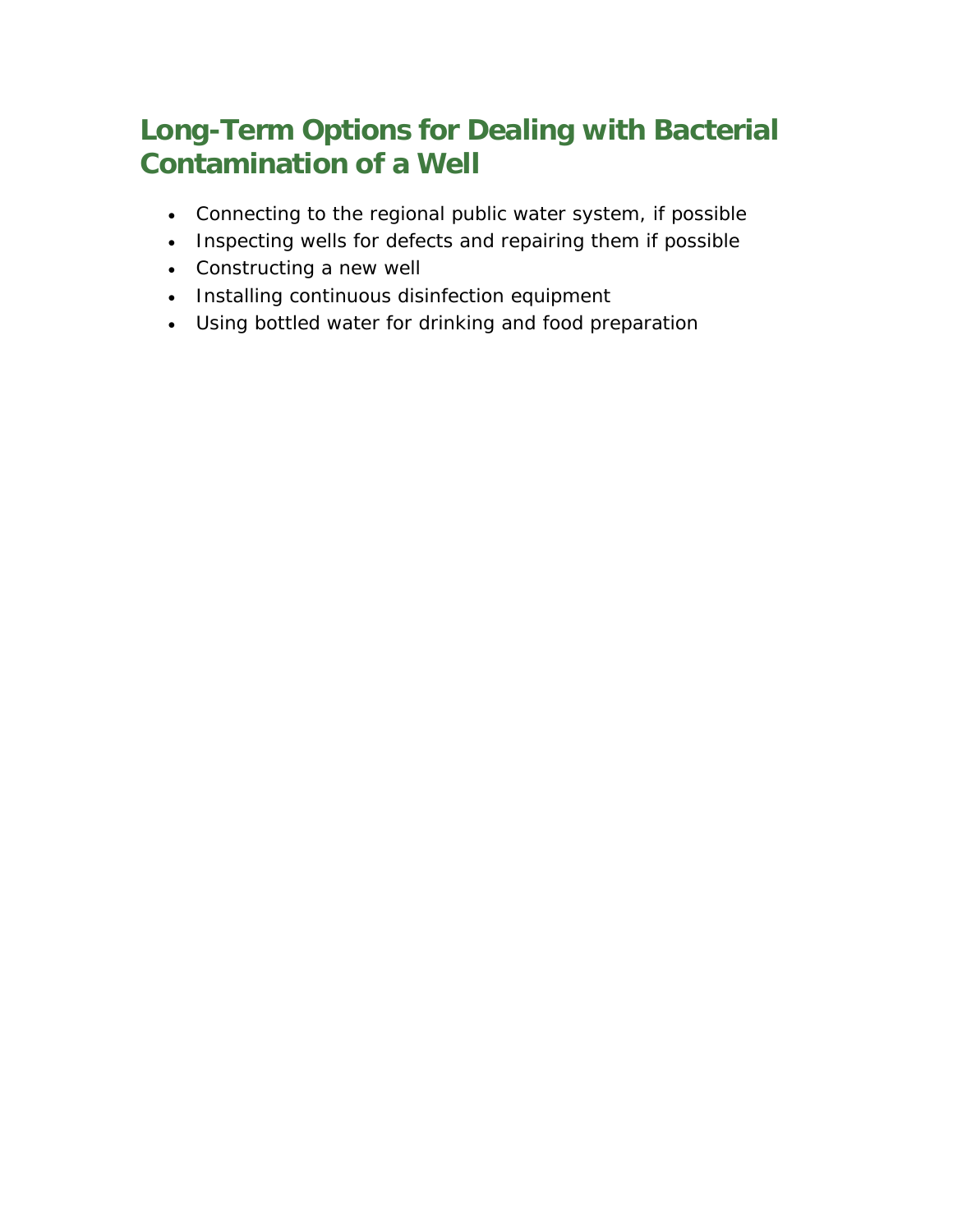## Long-Term Options for Dealing with Bacterial Contamination of a Well

- Connecting to the regional public water system, if possible
- Inspecting wells for defects and repairing them if possible
- Constructing a new well
- Installing continuous disinfection equipment
- Using bottled water for drinking and food preparation